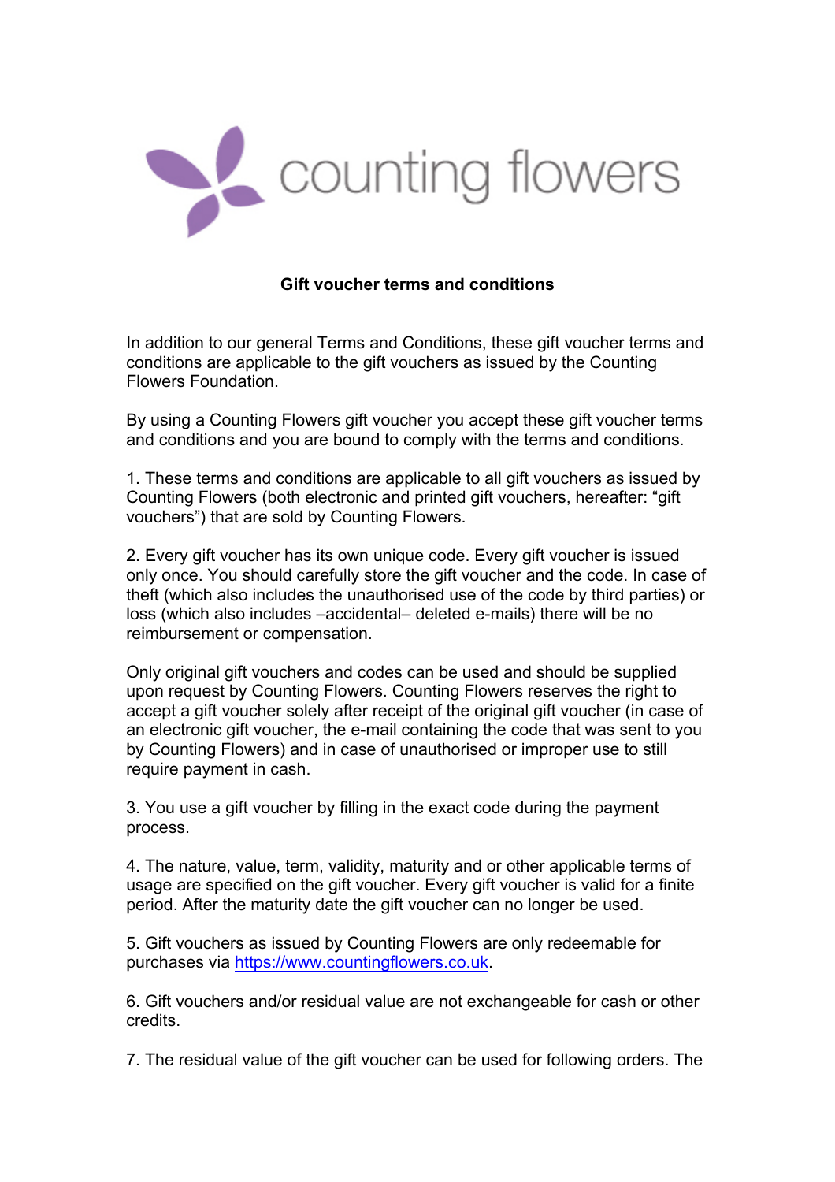counting flowers

## Gift voucher terms and conditions

In addition to our general Terms and Conditions, these gift voucher terms and conditions are applicable to the gift vouchers as issued by the Counting Flowers Foundation.

By using a Counting Flowers gift voucher you accept these gift voucher terms and conditions and you are bound to comply with the terms and conditions.

1. These terms and conditions are applicable to all gift vouchers as issued by Counting Flowers (both electronic and printed gift vouchers, hereafter: “gift vouchers”) that are sold by Counting Flowers.

2. Every gift voucher has its own unique code. Every gift voucher is issued only once. You should carefully store the gift voucher and the code. In case of theft (which also includes the unauthorised use of the code by third parties) or loss (which also includes –accidental– deleted e-mails) there will be no reimbursement or compensation.

Only original gift vouchers and codes can be used and should be supplied upon request by Counting Flowers. Counting Flowers reserves the right to accept a gift voucher solely after receipt of the original gift voucher (in case of an electronic gift voucher, the e-mail containing the code that was sent to you by Counting Flowers) and in case of unauthorised or improper use to still require payment in cash.

3. You use a gift voucher by filling in the exact code during the payment process.

4. The nature, value, term, validity, maturity and or other applicable terms of usage are specified on the gift voucher. Every gift voucher is valid for a finite period. After the maturity date the gift voucher can no longer be used.

5. Gift vouchers as issued by Counting Flowers are only redeemable for purchases via [https://www.countingflowers.co.uk](https://www.countingflowers.co.uk).

6. Gift vouchers and/or residual value are not exchangeable for cash or other credits.

7. The residual value of the gift voucher can be used for following orders. The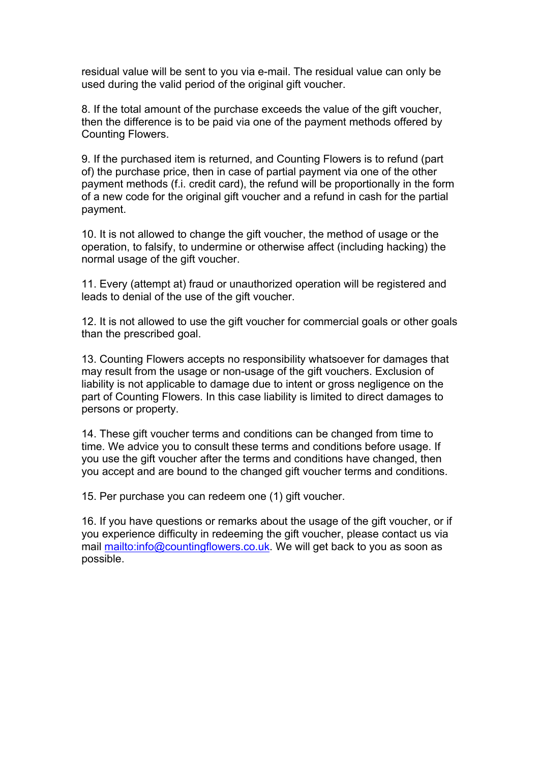residual value will be sent to you via e-mail. The residual value can only be used during the valid period of the original gift voucher.

8. If the total amount of the purchase exceeds the value of the gift voucher, then the difference is to be paid via one of the payment methods offered by Counting Flowers.

9. If the purchased item is returned, and Counting Flowers is to refund (part of) the purchase price, then in case of partial payment via one of the other payment methods (f.i. credit card), the refund will be proportionally in the form of a new code for the original gift voucher and a refund in cash for the partial payment.

10. It is not allowed to change the gift voucher, the method of usage or the operation, to falsify, to undermine or otherwise affect (including hacking) the normal usage of the gift voucher.

11. Every (attempt at) fraud or unauthorized operation will be registered and leads to denial of the use of the gift voucher.

12. It is not allowed to use the gift voucher for commercial goals or other goals than the prescribed goal.

13. Counting Flowers accepts no responsibility whatsoever for damages that may result from the usage or non-usage of the gift vouchers. Exclusion of liability is not applicable to damage due to intent or gross negligence on the part of Counting Flowers. In this case liability is limited to direct damages to persons or property.

14. These gift voucher terms and conditions can be changed from time to time. We advice you to consult these terms and conditions before usage. If you use the gift voucher after the terms and conditions have changed, then you accept and are bound to the changed gift voucher terms and conditions.

15. Per purchase you can redeem one (1) gift voucher.

16. If you have questions or remarks about the usage of the gift voucher, or if you experience difficulty in redeeming the gift voucher, please contact us via mail [mailto:info@countingflowers.co.uk](mailto:info@countingflowers.co.uk). We will get back to you as soon as possible.